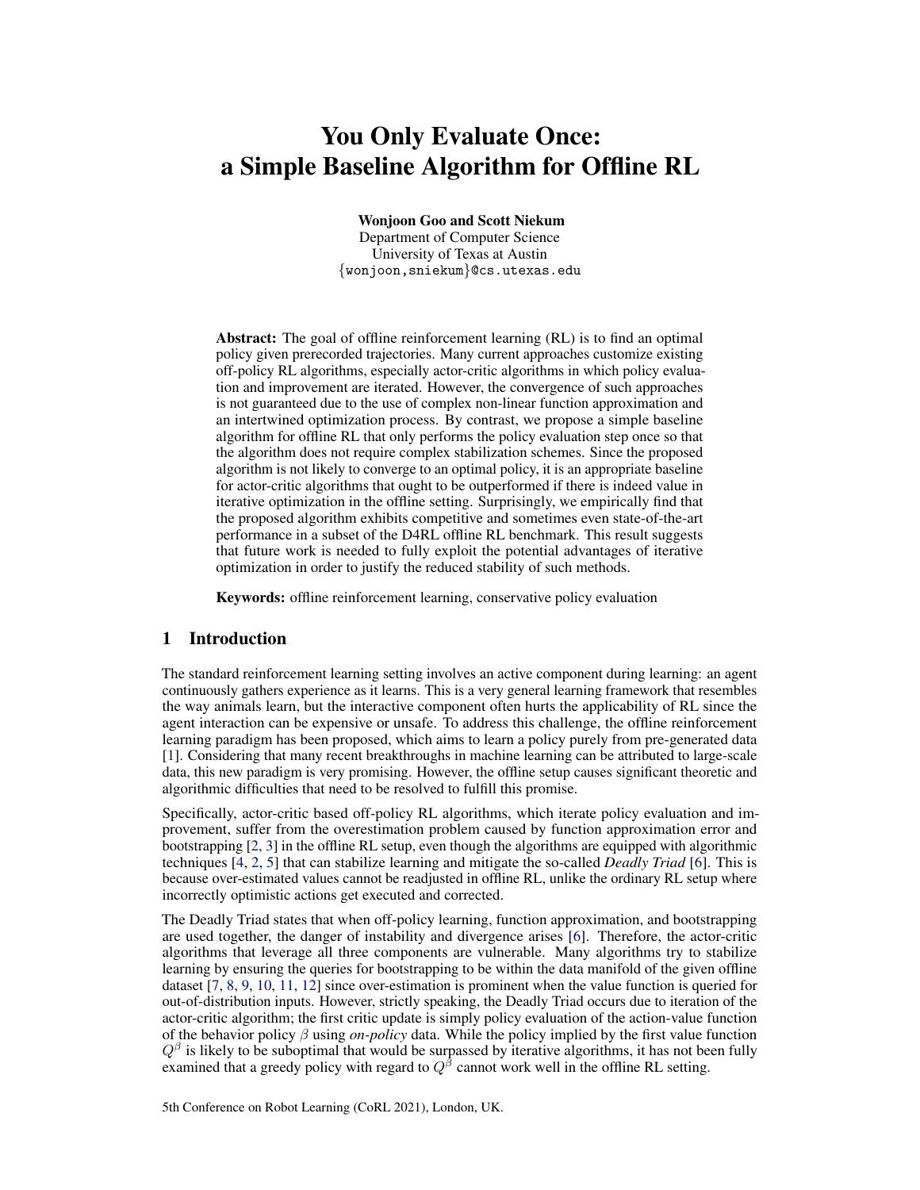# You Only Evaluate Once: a Simple Baseline Algorithm for Offline RL

**Wonjoon Goo and Scott Niekum**
Department of Computer Science
University of Texas at Austin
{wonjoon,sniekum}@cs.utexas.edu

**Abstract:** The goal of offline reinforcement learning (RL) is to find an optimal policy given prerecorded trajectories. Many current approaches customize existing off-policy RL algorithms, especially actor-critic algorithms in which policy evaluation and improvement are iterated. However, the convergence of such approaches is not guaranteed due to the use of complex non-linear function approximation and an intertwined optimization process. By contrast, we propose a simple baseline algorithm for offline RL that only performs the policy evaluation step once so that the algorithm does not require complex stabilization schemes. Since the proposed algorithm is not likely to converge to an optimal policy, it is an appropriate baseline for actor-critic algorithms that ought to be outperformed if there is indeed value in iterative optimization in the offline setting. Surprisingly, we empirically find that the proposed algorithm exhibits competitive and sometimes even state-of-the-art performance in a subset of the D4RL offline RL benchmark. This result suggests that future work is needed to fully exploit the potential advantages of iterative optimization in order to justify the reduced stability of such methods.

**Keywords:** offline reinforcement learning, conservative policy evaluation

## 1 Introduction

The standard reinforcement learning setting involves an active component during learning: an agent continuously gathers experience as it learns. This is a very general learning framework that resembles the way animals learn, but the interactive component often hurts the applicability of RL since the agent interaction can be expensive or unsafe. To address this challenge, the offline reinforcement learning paradigm has been proposed, which aims to learn a policy purely from pre-generated data [1]. Considering that many recent breakthroughs in machine learning can be attributed to large-scale data, this new paradigm is very promising. However, the offline setup causes significant theoretic and algorithmic difficulties that need to be resolved to fulfill this promise.

Specifically, actor-critic based off-policy RL algorithms, which iterate policy evaluation and improvement, suffer from the overestimation problem caused by function approximation error and bootstrapping [2, 3] in the offline RL setup, even though the algorithms are equipped with algorithmic techniques [4, 2, 5] that can stabilize learning and mitigate the so-called *Deadly Triad* [6]. This is because over-estimated values cannot be readjusted in offline RL, unlike the ordinary RL setup where incorrectly optimistic actions get executed and corrected.

The Deadly Triad states that when off-policy learning, function approximation, and bootstrapping are used together, the danger of instability and divergence arises [6]. Therefore, the actor-critic algorithms that leverage all three components are vulnerable. Many algorithms try to stabilize learning by ensuring the queries for bootstrapping to be within the data manifold of the given offline dataset [7, 8, 9, 10, 11, 12] since over-estimation is prominent when the value function is queried for out-of-distribution inputs. However, strictly speaking, the Deadly Triad occurs due to iteration of the actor-critic algorithm; the first critic update is simply policy evaluation of the action-value function of the behavior policy $\beta$ using *on-policy* data. While the policy implied by the first value function $Q^{\beta}$ is likely to be suboptimal that would be surpassed by iterative algorithms, it has not been fully examined that a greedy policy with regard to $Q^{\beta}$ cannot work well in the offline RL setting.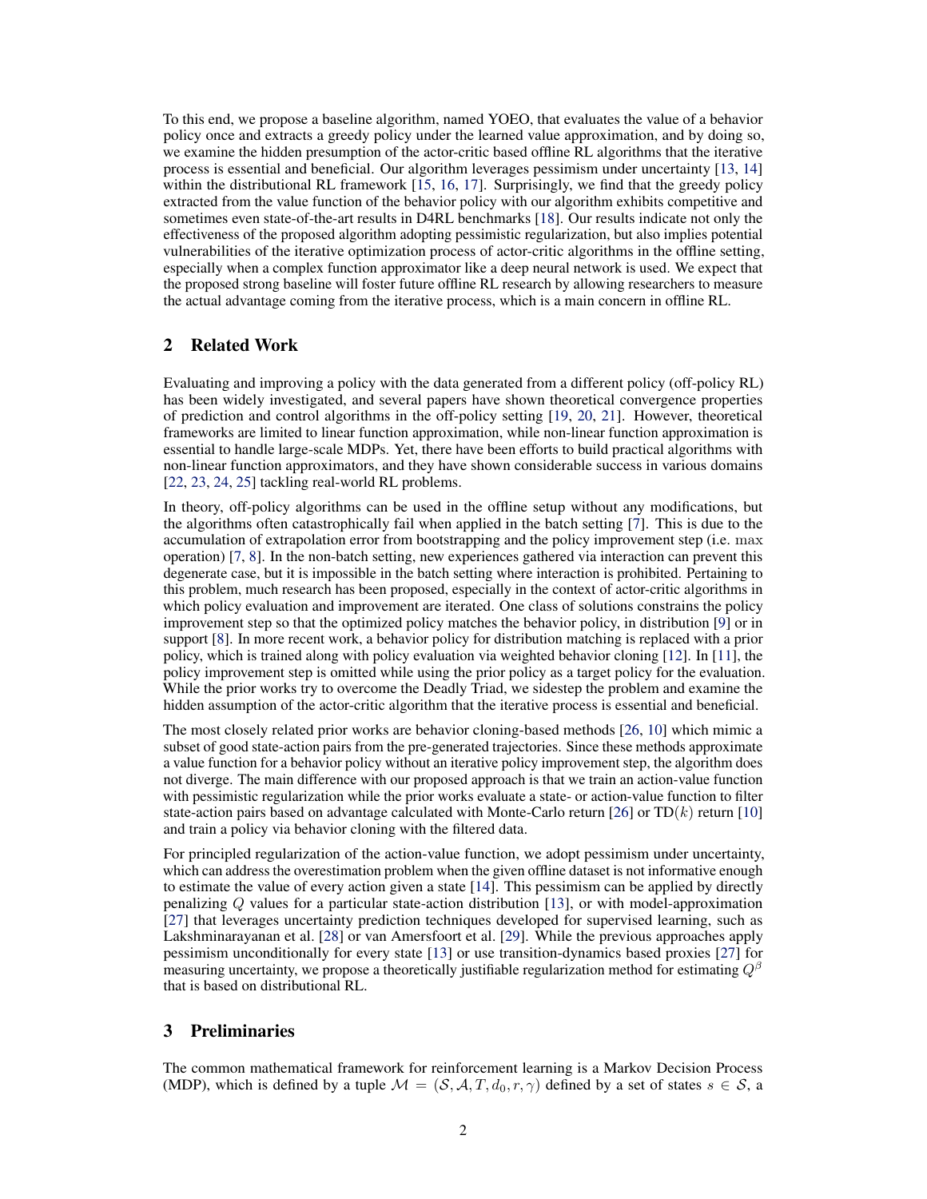To this end, we propose a baseline algorithm, named YOEO, that evaluates the value of a behavior policy once and extracts a greedy policy under the learned value approximation, and by doing so, we examine the hidden presumption of the actor-critic based offline RL algorithms that the iterative process is essential and beneficial. Our algorithm leverages pessimism under uncertainty [13, 14] within the distributional RL framework [15, 16, 17]. Surprisingly, we find that the greedy policy extracted from the value function of the behavior policy with our algorithm exhibits competitive and sometimes even state-of-the-art results in D4RL benchmarks [18]. Our results indicate not only the effectiveness of the proposed algorithm adopting pessimistic regularization, but also implies potential vulnerabilities of the iterative optimization process of actor-critic algorithms in the offline setting, especially when a complex function approximator like a deep neural network is used. We expect that the proposed strong baseline will foster future offline RL research by allowing researchers to measure the actual advantage coming from the iterative process, which is a main concern in offline RL.

## 2 Related Work

Evaluating and improving a policy with the data generated from a different policy (off-policy RL) has been widely investigated, and several papers have shown theoretical convergence properties of prediction and control algorithms in the off-policy setting [19, 20, 21]. However, theoretical frameworks are limited to linear function approximation, while non-linear function approximation is essential to handle large-scale MDPs. Yet, there have been efforts to build practical algorithms with non-linear function approximators, and they have shown considerable success in various domains [22, 23, 24, 25] tackling real-world RL problems.

In theory, off-policy algorithms can be used in the offline setup without any modifications, but the algorithms often catastrophically fail when applied in the batch setting [7]. This is due to the accumulation of extrapolation error from bootstrapping and the policy improvement step (i.e. $\max$ operation) [7, 8]. In the non-batch setting, new experiences gathered via interaction can prevent this degenerate case, but it is impossible in the batch setting where interaction is prohibited. Pertaining to this problem, much research has been proposed, especially in the context of actor-critic algorithms in which policy evaluation and improvement are iterated. One class of solutions constrains the policy improvement step so that the optimized policy matches the behavior policy, in distribution [9] or in support [8]. In more recent work, a behavior policy for distribution matching is replaced with a prior policy, which is trained along with policy evaluation via weighted behavior cloning [12]. In [11], the policy improvement step is omitted while using the prior policy as a target policy for the evaluation. While the prior works try to overcome the Deadly Triad, we sidestep the problem and examine the hidden assumption of the actor-critic algorithm that the iterative process is essential and beneficial.

The most closely related prior works are behavior cloning-based methods [26, 10] which mimic a subset of good state-action pairs from the pre-generated trajectories. Since these methods approximate a value function for a behavior policy without an iterative policy improvement step, the algorithm does not diverge. The main difference with our proposed approach is that we train an action-value function with pessimistic regularization while the prior works evaluate a state- or action-value function to filter state-action pairs based on advantage calculated with Monte-Carlo return [26] or TD($k$) return [10] and train a policy via behavior cloning with the filtered data.

For principled regularization of the action-value function, we adopt pessimism under uncertainty, which can address the overestimation problem when the given offline dataset is not informative enough to estimate the value of every action given a state [14]. This pessimism can be applied by directly penalizing $Q$ values for a particular state-action distribution [13], or with model-approximation [27] that leverages uncertainty prediction techniques developed for supervised learning, such as Lakshminarayanan et al. [28] or van Amersfoort et al. [29]. While the previous approaches apply pessimism unconditionally for every state [13] or use transition-dynamics based proxies [27] for measuring uncertainty, we propose a theoretically justifiable regularization method for estimating $Q^\beta$ that is based on distributional RL.

## 3 Preliminaries

The common mathematical framework for reinforcement learning is a Markov Decision Process (MDP), which is defined by a tuple $\mathcal{M} = (\mathcal{S}, \mathcal{A}, T, d_0, r, \gamma)$ defined by a set of states $s \in \mathcal{S}$, a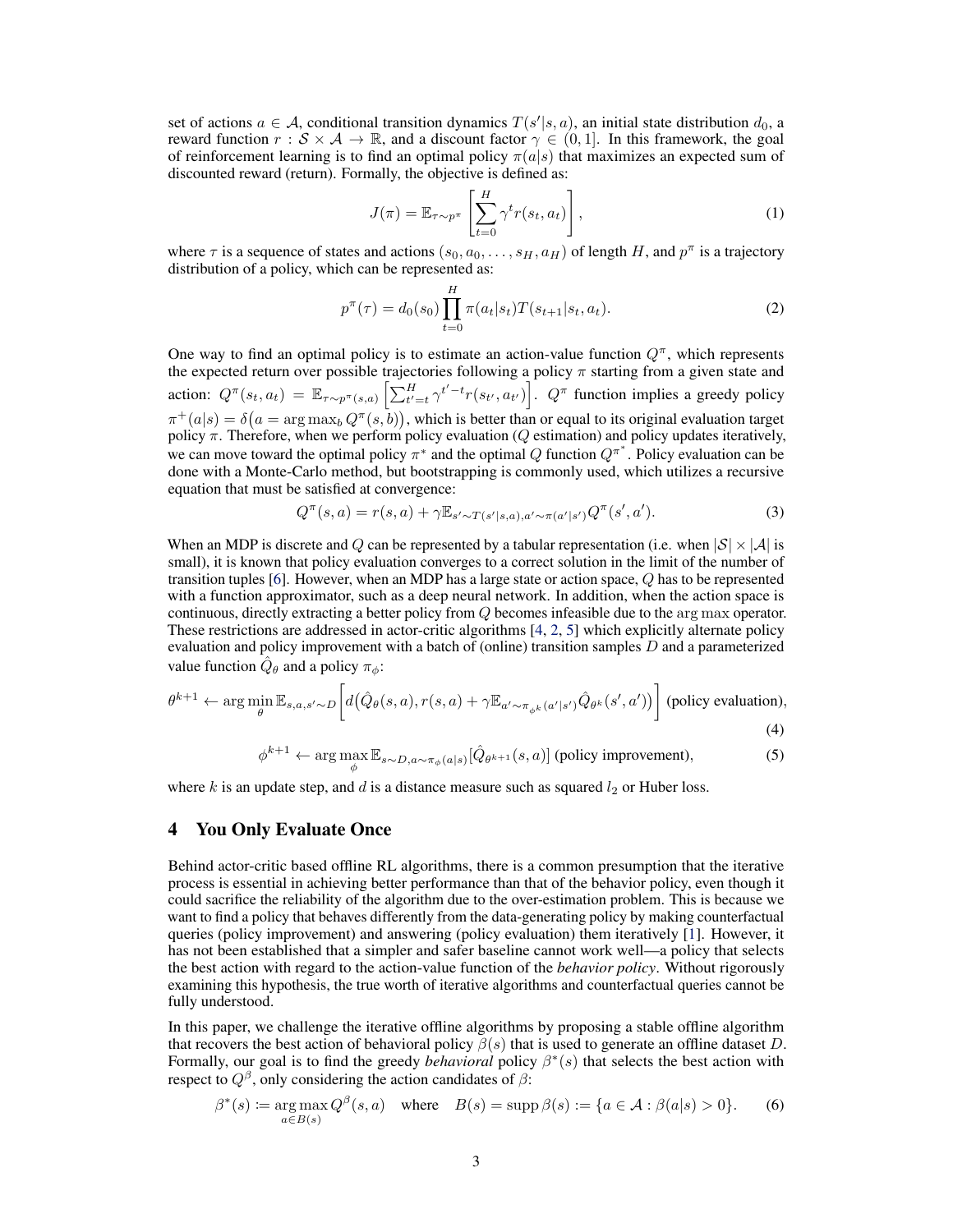set of actions $a \in \mathcal{A}$, conditional transition dynamics $T(s'|s,a)$, an initial state distribution $d_0$, a reward function $r : \mathcal{S} \times \mathcal{A} \rightarrow \mathbb{R}$, and a discount factor $\gamma \in (0, 1]$. In this framework, the goal of reinforcement learning is to find an optimal policy $\pi(a|s)$ that maximizes an expected sum of discounted reward (return). Formally, the objective is defined as:

$$J(\pi) = \mathbb{E}_{\tau \sim p^\pi} \left[ \sum_{t=0}^{H} \gamma^t r(s_t, a_t) \right], \tag{1}$$

where $\tau$ is a sequence of states and actions $(s_0, a_0, \ldots, s_H, a_H)$ of length $H$, and $p^\pi$ is a trajectory distribution of a policy, which can be represented as:

$$p^\pi(\tau) = d_0(s_0) \prod_{t=0}^{H} \pi(a_t|s_t) T(s_{t+1}|s_t, a_t). \tag{2}$$

One way to find an optimal policy is to estimate an action-value function $Q^\pi$, which represents the expected return over possible trajectories following a policy $\pi$ starting from a given state and action: $Q^\pi(s_t, a_t) = \mathbb{E}_{\tau \sim p^\pi(s,a)} \left[ \sum_{t'=t}^{H} \gamma^{t'-t} r(s_{t'}, a_{t'}) \right]$. $Q^\pi$ function implies a greedy policy $\pi^+(a|s) = \delta\big(a = \arg\max_b Q^\pi(s,b)\big)$, which is better than or equal to its original evaluation target policy $\pi$. Therefore, when we perform policy evaluation ($Q$ estimation) and policy updates iteratively, we can move toward the optimal policy $\pi^*$ and the optimal $Q$ function $Q^{\pi^*}$. Policy evaluation can be done with a Monte-Carlo method, but bootstrapping is commonly used, which utilizes a recursive equation that must be satisfied at convergence:

$$Q^\pi(s,a) = r(s,a) + \gamma \mathbb{E}_{s' \sim T(s'|s,a), a' \sim \pi(a'|s')} Q^\pi(s', a'). \tag{3}$$

When an MDP is discrete and $Q$ can be represented by a tabular representation (i.e. when $|\mathcal{S}| \times |\mathcal{A}|$ is small), it is known that policy evaluation converges to a correct solution in the limit of the number of transition tuples [6]. However, when an MDP has a large state or action space, $Q$ has to be represented with a function approximator, such as a deep neural network. In addition, when the action space is continuous, directly extracting a better policy from $Q$ becomes infeasible due to the $\arg\max$ operator. These restrictions are addressed in actor-critic algorithms [4, 2, 5] which explicitly alternate policy evaluation and policy improvement with a batch of (online) transition samples $D$ and a parameterized value function $\hat{Q}_\theta$ and a policy $\pi_\phi$:

$$\theta^{k+1} \leftarrow \arg\min_\theta \mathbb{E}_{s,a,s' \sim D} \left[ d\big(\hat{Q}_\theta(s,a), r(s,a) + \gamma \mathbb{E}_{a' \sim \pi_{\phi^k}(a'|s')} \hat{Q}_{\theta^k}(s', a')\big) \right] \text{ (policy evaluation)}, \tag{4}$$

$$\phi^{k+1} \leftarrow \arg\max_\phi \mathbb{E}_{s \sim D, a \sim \pi_\phi(a|s)} [\hat{Q}_{\theta^{k+1}}(s,a)] \text{ (policy improvement)}, \tag{5}$$

where $k$ is an update step, and $d$ is a distance measure such as squared $l_2$ or Huber loss.

## 4 You Only Evaluate Once

Behind actor-critic based offline RL algorithms, there is a common presumption that the iterative process is essential in achieving better performance than that of the behavior policy, even though it could sacrifice the reliability of the algorithm due to the over-estimation problem. This is because we want to find a policy that behaves differently from the data-generating policy by making counterfactual queries (policy improvement) and answering (policy evaluation) them iteratively [1]. However, it has not been established that a simpler and safer baseline cannot work well—a policy that selects the best action with regard to the action-value function of the *behavior policy*. Without rigorously examining this hypothesis, the true worth of iterative algorithms and counterfactual queries cannot be fully understood.

In this paper, we challenge the iterative offline algorithms by proposing a stable offline algorithm that recovers the best action of behavioral policy $\beta(s)$ that is used to generate an offline dataset $D$. Formally, our goal is to find the greedy *behavioral* policy $\beta^*(s)$ that selects the best action with respect to $Q^\beta$, only considering the action candidates of $\beta$:

$$\beta^*(s) := \operatorname*{arg\,max}_{a \in B(s)} Q^\beta(s,a) \quad \text{where} \quad B(s) = \operatorname{supp} \beta(s) := \{a \in \mathcal{A} : \beta(a|s) > 0\}. \tag{6}$$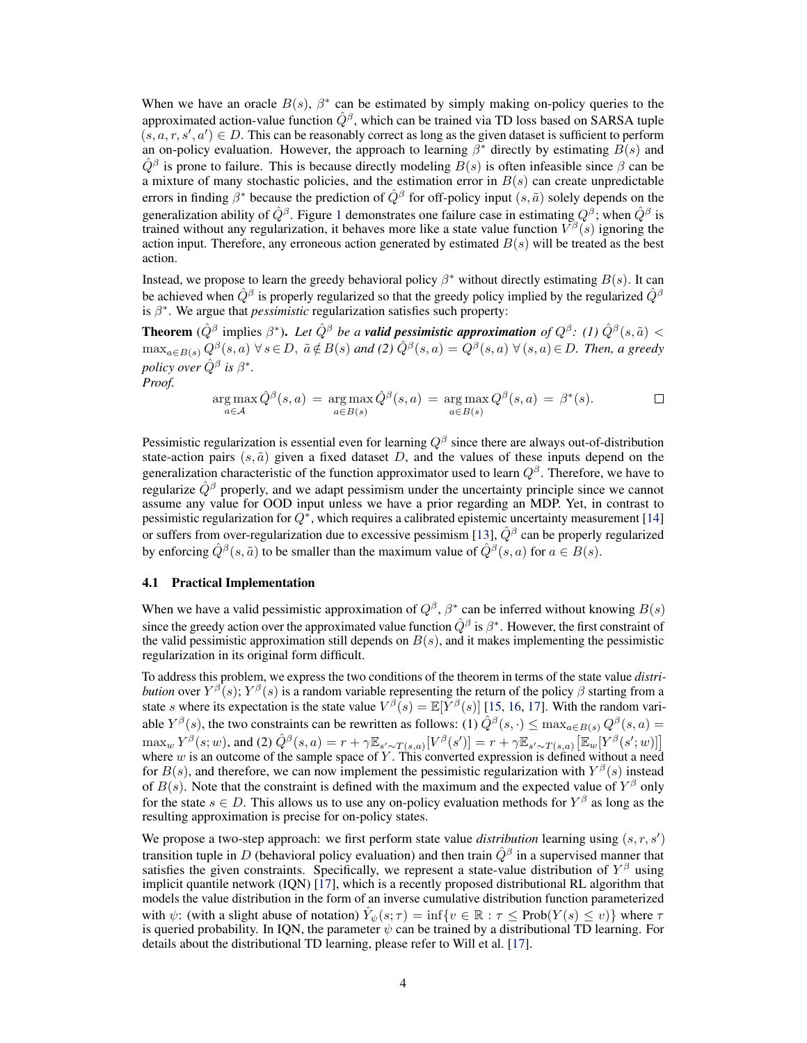When we have an oracle $B(s)$, $\beta^*$ can be estimated by simply making on-policy queries to the approximated action-value function $\hat{Q}^\beta$, which can be trained via TD loss based on SARSA tuple $(s, a, r, s', a') \in D$. This can be reasonably correct as long as the given dataset is sufficient to perform an on-policy evaluation. However, the approach to learning $\beta^*$ directly by estimating $B(s)$ and $\hat{Q}^\beta$ is prone to failure. This is because directly modeling $B(s)$ is often infeasible since $\beta$ can be a mixture of many stochastic policies, and the estimation error in $B(s)$ can create unpredictable errors in finding $\beta^*$ because the prediction of $\hat{Q}^\beta$ for off-policy input $(s, \tilde{a})$ solely depends on the generalization ability of $\hat{Q}^\beta$. Figure 1 demonstrates one failure case in estimating $Q^\beta$; when $\hat{Q}^\beta$ is trained without any regularization, it behaves more like a state value function $V^\beta(s)$ ignoring the action input. Therefore, any erroneous action generated by estimated $B(s)$ will be treated as the best action.

Instead, we propose to learn the greedy behavioral policy $\beta^*$ without directly estimating $B(s)$. It can be achieved when $\hat{Q}^\beta$ is properly regularized so that the greedy policy implied by the regularized $\hat{Q}^\beta$ is $\beta^*$. We argue that *pessimistic* regularization satisfies such property:

**Theorem** ($\hat{Q}^\beta$ implies $\beta^*$)**.** *Let $\hat{Q}^\beta$ be a* ***valid pessimistic approximation*** *of $Q^\beta$: (1) $\hat{Q}^\beta(s, \tilde{a}) < \max_{a \in B(s)} Q^\beta(s, a) \; \forall \, s \in D, \; \tilde{a} \notin B(s)$ and (2) $\hat{Q}^\beta(s, a) = Q^\beta(s, a) \; \forall \, (s, a) \in D$. Then, a greedy policy over $\hat{Q}^\beta$ is $\beta^*$.*

*Proof.*

$$\arg\max_{a \in \mathcal{A}} \hat{Q}^\beta(s, a) \; = \; \arg\max_{a \in B(s)} \hat{Q}^\beta(s, a) \; = \; \arg\max_{a \in B(s)} Q^\beta(s, a) \; = \; \beta^*(s). \qquad \square$$

Pessimistic regularization is essential even for learning $Q^\beta$ since there are always out-of-distribution state-action pairs $(s, \tilde{a})$ given a fixed dataset $D$, and the values of these inputs depend on the generalization characteristic of the function approximator used to learn $Q^\beta$. Therefore, we have to regularize $\hat{Q}^\beta$ properly, and we adapt pessimism under the uncertainty principle since we cannot assume any value for OOD input unless we have a prior regarding an MDP. Yet, in contrast to pessimistic regularization for $Q^*$, which requires a calibrated epistemic uncertainty measurement [14] or suffers from over-regularization due to excessive pessimism [13], $\hat{Q}^\beta$ can be properly regularized by enforcing $\hat{Q}^\beta(s, \tilde{a})$ to be smaller than the maximum value of $\hat{Q}^\beta(s, a)$ for $a \in B(s)$.

### 4.1 Practical Implementation

When we have a valid pessimistic approximation of $Q^\beta$, $\beta^*$ can be inferred without knowing $B(s)$ since the greedy action over the approximated value function $\hat{Q}^\beta$ is $\beta^*$. However, the first constraint of the valid pessimistic approximation still depends on $B(s)$, and it makes implementing the pessimistic regularization in its original form difficult.

To address this problem, we express the two conditions of the theorem in terms of the state value *distribution* over $Y^\beta(s)$; $Y^\beta(s)$ is a random variable representing the return of the policy $\beta$ starting from a state $s$ where its expectation is the state value $V^\beta(s) = \mathbb{E}[Y^\beta(s)]$ [15, 16, 17]. With the random variable $Y^\beta(s)$, the two constraints can be rewritten as follows: (1) $\hat{Q}^\beta(s, \cdot) \leq \max_{a \in B(s)} Q^\beta(s, a) = \max_w Y^\beta(s; w)$, and (2) $\hat{Q}^\beta(s, a) = r + \gamma \mathbb{E}_{s' \sim T(s,a)}[V^\beta(s')] = r + \gamma \mathbb{E}_{s' \sim T(s,a)}\left[\mathbb{E}_w[Y^\beta(s'; w)]\right]$ where $w$ is an outcome of the sample space of $Y$. This converted expression is defined without a need for $B(s)$, and therefore, we can now implement the pessimistic regularization with $Y^\beta(s)$ instead of $B(s)$. Note that the constraint is defined with the maximum and the expected value of $Y^\beta$ only for the state $s \in D$. This allows us to use any on-policy evaluation methods for $Y^\beta$ as long as the resulting approximation is precise for on-policy states.

We propose a two-step approach: we first perform state value *distribution* learning using $(s, r, s')$ transition tuple in $D$ (behavioral policy evaluation) and then train $\hat{Q}^\beta$ in a supervised manner that satisfies the given constraints. Specifically, we represent a state-value distribution of $Y^\beta$ using implicit quantile network (IQN) [17], which is a recently proposed distributional RL algorithm that models the value distribution in the form of an inverse cumulative distribution function parameterized with $\psi$: (with a slight abuse of notation) $\hat{Y}_\psi(s; \tau) = \inf\{v \in \mathbb{R} : \tau \leq \text{Prob}(Y(s) \leq v)\}$ where $\tau$ is queried probability. In IQN, the parameter $\psi$ can be trained by a distributional TD learning. For details about the distributional TD learning, please refer to Will et al. [17].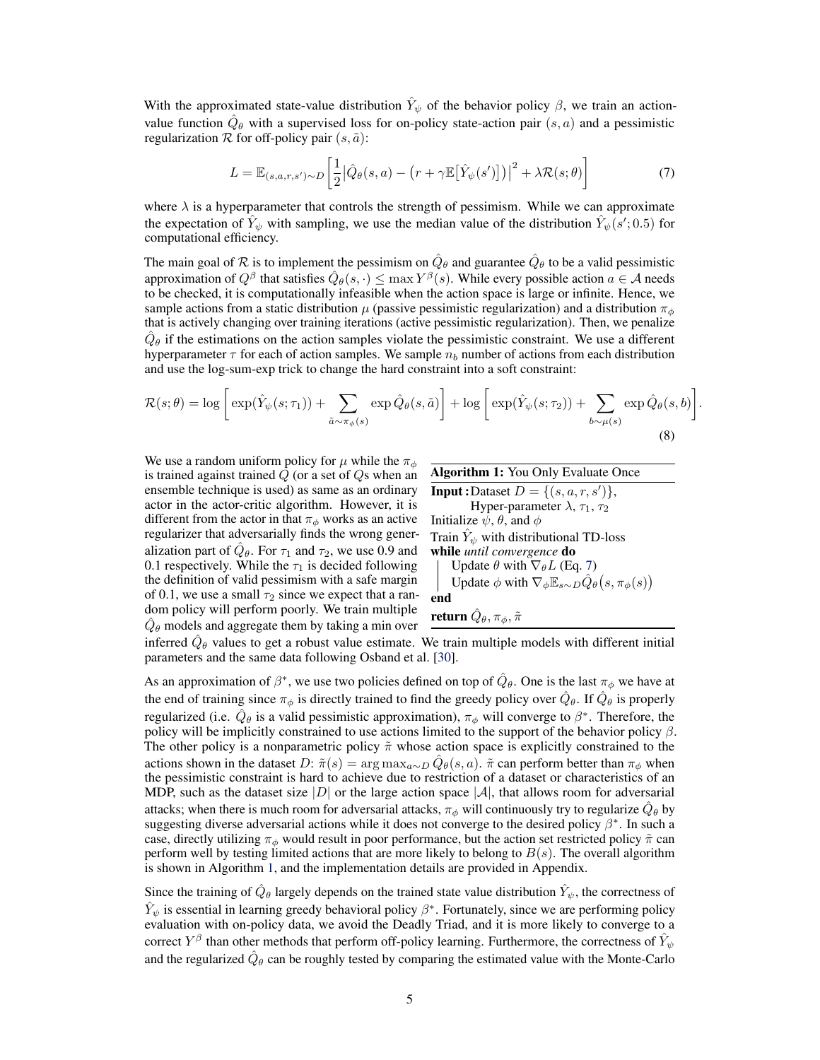With the approximated state-value distribution $\hat{Y}_\psi$ of the behavior policy $\beta$, we train an action-value function $\hat{Q}_\theta$ with a supervised loss for on-policy state-action pair $(s, a)$ and a pessimistic regularization $\mathcal{R}$ for off-policy pair $(s, \tilde{a})$:

$$L = \mathbb{E}_{(s,a,r,s')\sim D}\left[\frac{1}{2}\left|\hat{Q}_\theta(s,a) - \left(r + \gamma \mathbb{E}\left[\hat{Y}_\psi(s')\right]\right)\right|^2 + \lambda \mathcal{R}(s;\theta)\right] \tag{7}$$

where $\lambda$ is a hyperparameter that controls the strength of pessimism. While we can approximate the expectation of $\hat{Y}_\psi$ with sampling, we use the median value of the distribution $\hat{Y}_\psi(s'; 0.5)$ for computational efficiency.

The main goal of $\mathcal{R}$ is to implement the pessimism on $\hat{Q}_\theta$ and guarantee $\hat{Q}_\theta$ to be a valid pessimistic approximation of $Q^\beta$ that satisfies $\hat{Q}_\theta(s, \cdot) \leq \max Y^\beta(s)$. While every possible action $a \in \mathcal{A}$ needs to be checked, it is computationally infeasible when the action space is large or infinite. Hence, we sample actions from a static distribution $\mu$ (passive pessimistic regularization) and a distribution $\pi_\phi$ that is actively changing over training iterations (active pessimistic regularization). Then, we penalize $\hat{Q}_\theta$ if the estimations on the action samples violate the pessimistic constraint. We use a different hyperparameter $\tau$ for each of action samples. We sample $n_b$ number of actions from each distribution and use the log-sum-exp trick to change the hard constraint into a soft constraint:

$$\mathcal{R}(s;\theta) = \log\left[\exp(\hat{Y}_\psi(s;\tau_1)) + \sum_{\tilde{a}\sim\pi_\phi(s)} \exp \hat{Q}_\theta(s,\tilde{a})\right] + \log\left[\exp(\hat{Y}_\psi(s;\tau_2)) + \sum_{b\sim\mu(s)} \exp \hat{Q}_\theta(s,b)\right]. \tag{8}$$

We use a random uniform policy for $\mu$ while the $\pi_\phi$ is trained against trained $Q$ (or a set of $Q$s when an ensemble technique is used) as same as an ordinary actor in the actor-critic algorithm. However, it is different from the actor in that $\pi_\phi$ works as an active regularizer that adversarially finds the wrong generalization part of $\hat{Q}_\theta$. For $\tau_1$ and $\tau_2$, we use 0.9 and 0.1 respectively. While the $\tau_1$ is decided following the definition of valid pessimism with a safe margin of 0.1, we use a small $\tau_2$ since we expect that a random policy will perform poorly. We train multiple $\hat{Q}_\theta$ models and aggregate them by taking a min over inferred $\hat{Q}_\theta$ values to get a robust value estimate. We train multiple models with different initial parameters and the same data following Osband et al. [30].

**Algorithm 1:** You Only Evaluate Once

```
Input: Dataset D = {(s, a, r, s')},
       Hyper-parameter λ, τ1, τ2
Initialize ψ, θ, and φ
Train Ŷ_ψ with distributional TD-loss
while until convergence do
    Update θ with ∇_θ L (Eq. 7)
    Update φ with ∇_φ E_{s~D} Q̂_θ(s, π_φ(s))
end
return Q̂_θ, π_φ, π̃
```

As an approximation of $\beta^*$, we use two policies defined on top of $\hat{Q}_\theta$. One is the last $\pi_\phi$ we have at the end of training since $\pi_\phi$ is directly trained to find the greedy policy over $\hat{Q}_\theta$. If $\hat{Q}_\theta$ is properly regularized (i.e. $\hat{Q}_\theta$ is a valid pessimistic approximation), $\pi_\phi$ will converge to $\beta^*$. Therefore, the policy will be implicitly constrained to use actions limited to the support of the behavior policy $\beta$. The other policy is a nonparametric policy $\tilde{\pi}$ whose action space is explicitly constrained to the actions shown in the dataset $D$: $\tilde{\pi}(s) = \arg\max_{a\sim D} \hat{Q}_\theta(s,a)$. $\tilde{\pi}$ can perform better than $\pi_\phi$ when the pessimistic constraint is hard to achieve due to restriction of a dataset or characteristics of an MDP, such as the dataset size $|D|$ or the large action space $|\mathcal{A}|$, that allows room for adversarial attacks; when there is much room for adversarial attacks, $\pi_\phi$ will continuously try to regularize $\hat{Q}_\theta$ by suggesting diverse adversarial actions while it does not converge to the desired policy $\beta^*$. In such a case, directly utilizing $\pi_\phi$ would result in poor performance, but the action set restricted policy $\tilde{\pi}$ can perform well by testing limited actions that are more likely to belong to $B(s)$. The overall algorithm is shown in Algorithm 1, and the implementation details are provided in Appendix.

Since the training of $\hat{Q}_\theta$ largely depends on the trained state value distribution $\hat{Y}_\psi$, the correctness of $\hat{Y}_\psi$ is essential in learning greedy behavioral policy $\beta^*$. Fortunately, since we are performing policy evaluation with on-policy data, we avoid the Deadly Triad, and it is more likely to converge to a correct $Y^\beta$ than other methods that perform off-policy learning. Furthermore, the correctness of $\hat{Y}_\psi$ and the regularized $\hat{Q}_\theta$ can be roughly tested by comparing the estimated value with the Monte-Carlo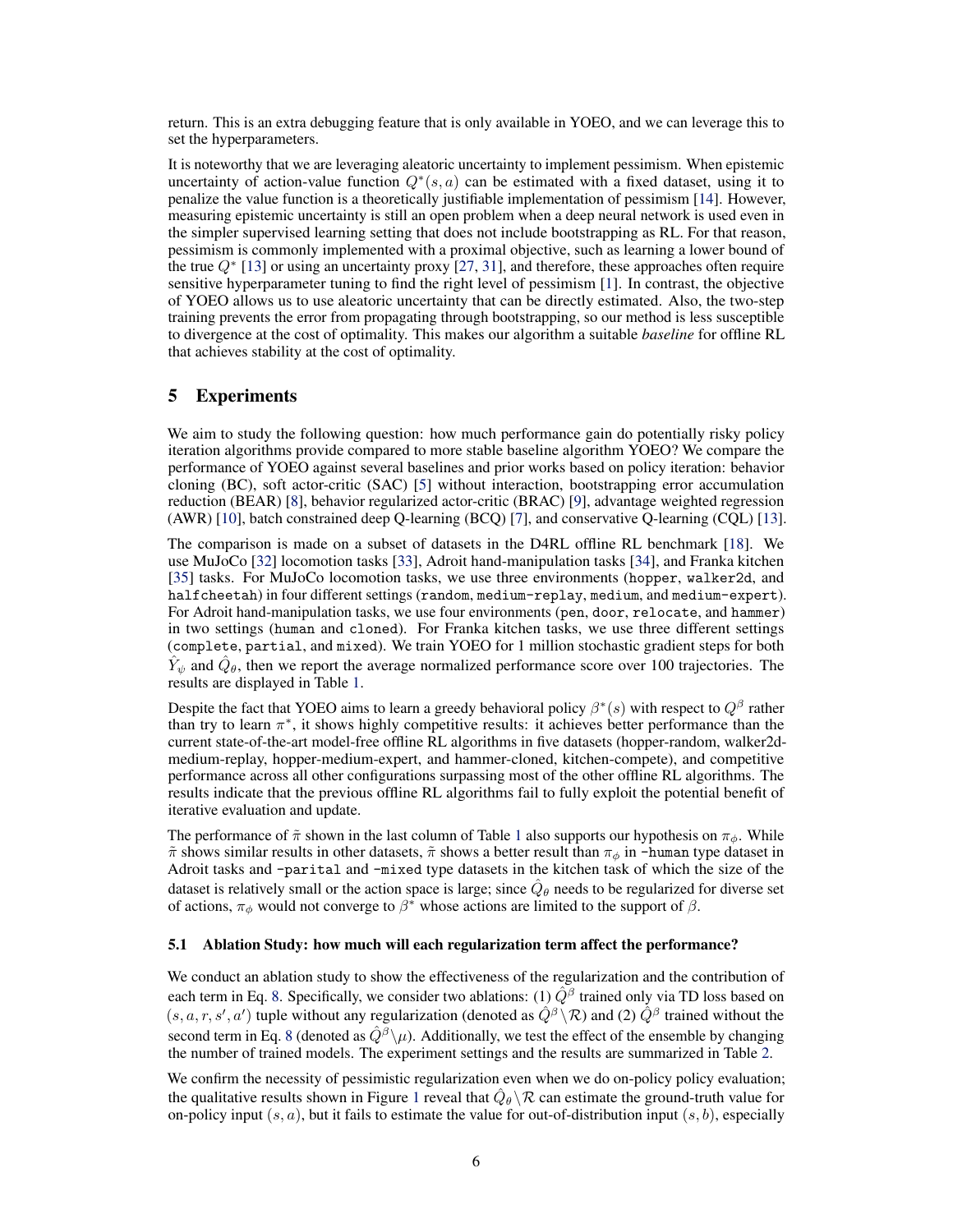return. This is an extra debugging feature that is only available in YOEO, and we can leverage this to set the hyperparameters.

It is noteworthy that we are leveraging aleatoric uncertainty to implement pessimism. When epistemic uncertainty of action-value function $Q^*(s, a)$ can be estimated with a fixed dataset, using it to penalize the value function is a theoretically justifiable implementation of pessimism [14]. However, measuring epistemic uncertainty is still an open problem when a deep neural network is used even in the simpler supervised learning setting that does not include bootstrapping as RL. For that reason, pessimism is commonly implemented with a proximal objective, such as learning a lower bound of the true $Q^*$ [13] or using an uncertainty proxy [27, 31], and therefore, these approaches often require sensitive hyperparameter tuning to find the right level of pessimism [1]. In contrast, the objective of YOEO allows us to use aleatoric uncertainty that can be directly estimated. Also, the two-step training prevents the error from propagating through bootstrapping, so our method is less susceptible to divergence at the cost of optimality. This makes our algorithm a suitable *baseline* for offline RL that achieves stability at the cost of optimality.

## 5 Experiments

We aim to study the following question: how much performance gain do potentially risky policy iteration algorithms provide compared to more stable baseline algorithm YOEO? We compare the performance of YOEO against several baselines and prior works based on policy iteration: behavior cloning (BC), soft actor-critic (SAC) [5] without interaction, bootstrapping error accumulation reduction (BEAR) [8], behavior regularized actor-critic (BRAC) [9], advantage weighted regression (AWR) [10], batch constrained deep Q-learning (BCQ) [7], and conservative Q-learning (CQL) [13].

The comparison is made on a subset of datasets in the D4RL offline RL benchmark [18]. We use MuJoCo [32] locomotion tasks [33], Adroit hand-manipulation tasks [34], and Franka kitchen [35] tasks. For MuJoCo locomotion tasks, we use three environments (`hopper`, `walker2d`, and `halfcheetah`) in four different settings (`random`, `medium-replay`, `medium`, and `medium-expert`). For Adroit hand-manipulation tasks, we use four environments (`pen`, `door`, `relocate`, and `hammer`) in two settings (`human` and `cloned`). For Franka kitchen tasks, we use three different settings (`complete`, `partial`, and `mixed`). We train YOEO for 1 million stochastic gradient steps for both $\hat{Y}_\psi$ and $\hat{Q}_\theta$, then we report the average normalized performance score over 100 trajectories. The results are displayed in Table 1.

Despite the fact that YOEO aims to learn a greedy behavioral policy $\beta^*(s)$ with respect to $Q^\beta$ rather than try to learn $\pi^*$, it shows highly competitive results: it achieves better performance than the current state-of-the-art model-free offline RL algorithms in five datasets (hopper-random, walker2d-medium-replay, hopper-medium-expert, and hammer-cloned, kitchen-compete), and competitive performance across all other configurations surpassing most of the other offline RL algorithms. The results indicate that the previous offline RL algorithms fail to fully exploit the potential benefit of iterative evaluation and update.

The performance of $\tilde{\pi}$ shown in the last column of Table 1 also supports our hypothesis on $\pi_\phi$. While $\tilde{\pi}$ shows similar results in other datasets, $\tilde{\pi}$ shows a better result than $\pi_\phi$ in `-human` type dataset in Adroit tasks and `-parital` and `-mixed` type datasets in the kitchen task of which the size of the dataset is relatively small or the action space is large; since $\hat{Q}_\theta$ needs to be regularized for diverse set of actions, $\pi_\phi$ would not converge to $\beta^*$ whose actions are limited to the support of $\beta$.

### 5.1 Ablation Study: how much will each regularization term affect the performance?

We conduct an ablation study to show the effectiveness of the regularization and the contribution of each term in Eq. 8. Specifically, we consider two ablations: (1) $\hat{Q}^\beta$ trained only via TD loss based on $(s, a, r, s', a')$ tuple without any regularization (denoted as $\hat{Q}^\beta \backslash \mathcal{R}$) and (2) $\hat{Q}^\beta$ trained without the second term in Eq. 8 (denoted as $\hat{Q}^\beta \backslash \mu$). Additionally, we test the effect of the ensemble by changing the number of trained models. The experiment settings and the results are summarized in Table 2.

We confirm the necessity of pessimistic regularization even when we do on-policy policy evaluation; the qualitative results shown in Figure 1 reveal that $\hat{Q}_\theta \backslash \mathcal{R}$ can estimate the ground-truth value for on-policy input $(s, a)$, but it fails to estimate the value for out-of-distribution input $(s, b)$, especially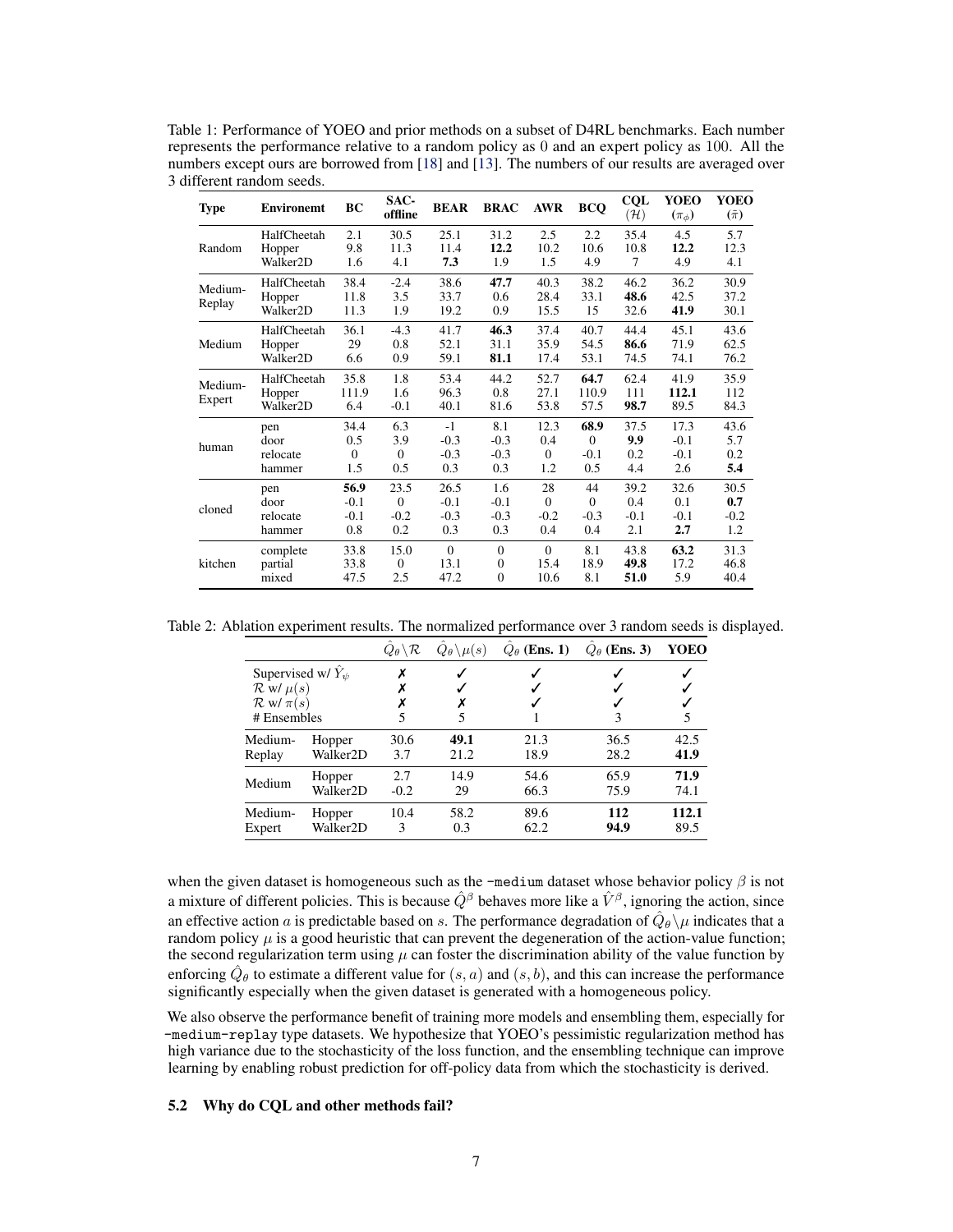Table 1: Performance of YOEO and prior methods on a subset of D4RL benchmarks. Each number represents the performance relative to a random policy as 0 and an expert policy as 100. All the numbers except ours are borrowed from [18] and [13]. The numbers of our results are averaged over 3 different random seeds.

| Type | Environemt | BC | SAC-offline | BEAR | BRAC | AWR | BCQ | CQL ($\mathcal{H}$) | YOEO ($\pi_\phi$) | YOEO ($\bar{\pi}$) |
|---|---|---|---|---|---|---|---|---|---|---|
| Random | HalfCheetah | 2.1 | 30.5 | 25.1 | 31.2 | 2.5 | 2.2 | 35.4 | 4.5 | 5.7 |
| | Hopper | 9.8 | 11.3 | 11.4 | **12.2** | 10.2 | 10.6 | 10.8 | **12.2** | 12.3 |
| | Walker2D | 1.6 | 4.1 | **7.3** | 1.9 | 1.5 | 4.9 | 7 | 4.9 | 4.1 |
| Medium-Replay | HalfCheetah | 38.4 | -2.4 | 38.6 | **47.7** | 40.3 | 38.2 | 46.2 | 36.2 | 30.9 |
| | Hopper | 11.8 | 3.5 | 33.7 | 0.6 | 28.4 | 33.1 | **48.6** | 42.5 | 37.2 |
| | Walker2D | 11.3 | 1.9 | 19.2 | 0.9 | 15.5 | 15 | 32.6 | **41.9** | 30.1 |
| Medium | HalfCheetah | 36.1 | -4.3 | 41.7 | **46.3** | 37.4 | 40.7 | 44.4 | 45.1 | 43.6 |
| | Hopper | 29 | 0.8 | 52.1 | 31.1 | 35.9 | 54.5 | **86.6** | 71.9 | 62.5 |
| | Walker2D | 6.6 | 0.9 | 59.1 | **81.1** | 17.4 | 53.1 | 74.5 | 74.1 | 76.2 |
| Medium-Expert | HalfCheetah | 35.8 | 1.8 | 53.4 | 44.2 | 52.7 | **64.7** | 62.4 | 41.9 | 35.9 |
| | Hopper | 111.9 | 1.6 | 96.3 | 0.8 | 27.1 | 110.9 | 111 | **112.1** | 112 |
| | Walker2D | 6.4 | -0.1 | 40.1 | 81.6 | 53.8 | 57.5 | **98.7** | 89.5 | 84.3 |
| human | pen | 34.4 | 6.3 | -1 | 8.1 | 12.3 | **68.9** | 37.5 | 17.3 | 43.6 |
| | door | 0.5 | 3.9 | -0.3 | -0.3 | 0.4 | 0 | **9.9** | -0.1 | 5.7 |
| | relocate | 0 | 0 | -0.3 | -0.3 | 0 | -0.1 | 0.2 | -0.1 | 0.2 |
| | hammer | 1.5 | 0.5 | 0.3 | 0.3 | 1.2 | 0.5 | 4.4 | 2.6 | **5.4** |
| cloned | pen | **56.9** | 23.5 | 26.5 | 1.6 | 28 | 44 | 39.2 | 32.6 | 30.5 |
| | door | -0.1 | 0 | -0.1 | -0.1 | 0 | 0 | 0.4 | 0.1 | **0.7** |
| | relocate | -0.1 | -0.2 | -0.3 | -0.3 | -0.2 | -0.3 | -0.1 | -0.1 | -0.2 |
| | hammer | 0.8 | 0.2 | 0.3 | 0.3 | 0.4 | 0.4 | 2.1 | **2.7** | 1.2 |
| kitchen | complete | 33.8 | 15.0 | 0 | 0 | 0 | 8.1 | 43.8 | **63.2** | 31.3 |
| | partial | 33.8 | 0 | 13.1 | 0 | 15.4 | 18.9 | **49.8** | 17.2 | 46.8 |
| | mixed | 47.5 | 2.5 | 47.2 | 0 | 10.6 | 8.1 | **51.0** | 5.9 | 40.4 |

Table 2: Ablation experiment results. The normalized performance over 3 random seeds is displayed.

| | | $\hat{Q}_\theta \backslash \mathcal{R}$ | $\hat{Q}_\theta \backslash \mu(s)$ | $\hat{Q}_\theta$ (Ens. 1) | $\hat{Q}_\theta$ (Ens. 3) | YOEO |
|---|---|---|---|---|---|---|
| Supervised w/ $\hat{Y}_\psi$ | | ✗ | ✓ | ✓ | ✓ | ✓ |
| $\mathcal{R}$ w/ $\mu(s)$ | | ✗ | ✓ | ✓ | ✓ | ✓ |
| $\mathcal{R}$ w/ $\pi(s)$ | | ✗ | ✗ | ✓ | ✓ | ✓ |
| # Ensembles | | 5 | 5 | 1 | 3 | 5 |
| Medium-Replay | Hopper | 30.6 | **49.1** | 21.3 | 36.5 | 42.5 |
| | Walker2D | 3.7 | 21.2 | 18.9 | 28.2 | **41.9** |
| Medium | Hopper | 2.7 | 14.9 | 54.6 | 65.9 | **71.9** |
| | Walker2D | -0.2 | 29 | 66.3 | 75.9 | 74.1 |
| Medium-Expert | Hopper | 10.4 | 58.2 | 89.6 | **112** | **112.1** |
| | Walker2D | 3 | 0.3 | 62.2 | **94.9** | 89.5 |

when the given dataset is homogeneous such as the `-medium` dataset whose behavior policy $\beta$ is not a mixture of different policies. This is becuase $\hat{Q}^\beta$ behaves more like a $\hat{V}^\beta$, ignoring the action, since an effective action $a$ is predictable based on $s$. The performance degradation of $\hat{Q}_\theta \backslash \mu$ indicates that a random policy $\mu$ is a good heuristic that can prevent the degeneration of the action-value function; the second regularization term using $\mu$ can foster the discrimination ability of the value function by enforcing $\hat{Q}_\theta$ to estimate a different value for $(s, a)$ and $(s, b)$, and this can increase the performance significantly especially when the given dataset is generated with a homogeneous policy.

We also observe the performance benefit of training more models and ensembling them, especially for `-medium-replay` type datasets. We hypothesize that YOEO's pessimistic regularization method has high variance due to the stochasticity of the loss function, and the ensembling technique can improve learning by enabling robust prediction for off-policy data from which the stochasticity is derived.

### 5.2 Why do CQL and other methods fail?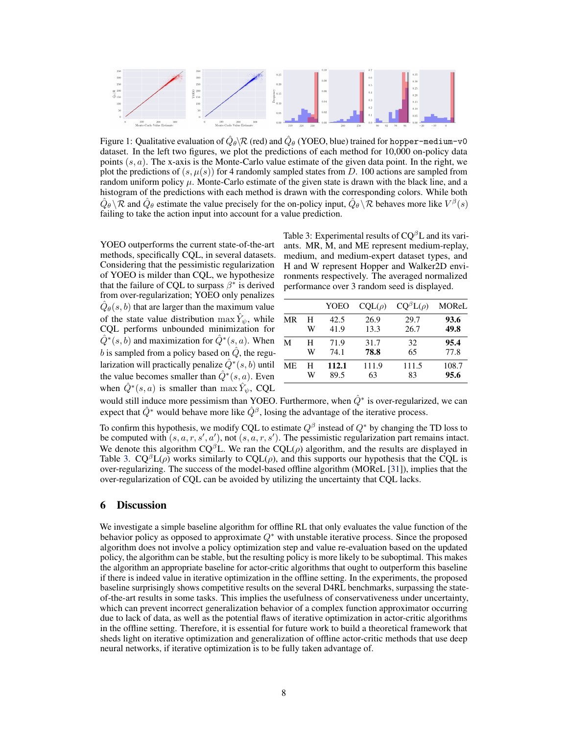Figure 1: Qualitative evaluation of $\hat{Q}_\theta \backslash \mathcal{R}$ (red) and $\hat{Q}_\theta$ (YOEO, blue) trained for `hopper-medium-v0` dataset. In the left two figures, we plot the predictions of each method for 10,000 on-policy data points $(s, a)$. The x-axis is the Monte-Carlo value estimate of the given data point. In the right, we plot the predictions of $(s, \mu(s))$ for 4 randomly sampled states from $D$. 100 actions are sampled from random uniform policy $\mu$. Monte-Carlo value of the given state is drawn with the black line, and a histogram of the predictions with each method is drawn with the corresponding colors. While both $\hat{Q}_\theta \backslash \mathcal{R}$ and $\hat{Q}_\theta$ estimate the value precisely for the on-policy input, $\hat{Q}_\theta \backslash \mathcal{R}$ behaves more like $V^\beta(s)$ failing to take the action input into account for a value prediction.

YOEO outperforms the current state-of-the-art methods, specifically CQL, in several datasets. Considering that the pessimistic regularization of YOEO is milder than CQL, we hypothesize that the failure of CQL to surpass $\beta^*$ is derived from over-regularization; YOEO only penalizes $\hat{Q}_\theta(s, b)$ that are larger than the maximum value of the state value distribution $\max \hat{Y}_\psi$, while CQL performs unbounded minimization for $\hat{Q}^*(s, b)$ and maximization for $\hat{Q}^*(s, a)$. When $b$ is sampled from a policy based on $\hat{Q}$, the regularization will practically penalize $\hat{Q}^*(s, b)$ until the value becomes smaller than $\hat{Q}^*(s, a)$. Even when $\hat{Q}^*(s, a)$ is smaller than $\max \hat{Y}_\psi$, CQL would still induce more pessimism than YOEO. Furthermore, when $\hat{Q}^*$ is over-regularized, we can expect that $\hat{Q}^*$ would behave more like $\hat{Q}^\beta$, losing the advantage of the iterative process.

Table 3: Experimental results of CQ$^\beta$L and its variants. MR, M, and ME represent medium-replay, medium, and medium-expert dataset types, and H and W represent Hopper and Walker2D environments respectively. The averaged normalized performance over 3 random seed is displayed.

| | | YOEO | CQL($\rho$) | CQ$^\beta$L($\rho$) | MOReL |
|---|---|---|---|---|---|
| MR | H | 42.5 | 26.9 | 29.7 | **93.6** |
| | W | 41.9 | 13.3 | 26.7 | **49.8** |
| M | H | 71.9 | 31.7 | 32 | **95.4** |
| | W | 74.1 | **78.8** | 65 | 77.8 |
| ME | H | **112.1** | 111.9 | 111.5 | 108.7 |
| | W | 89.5 | 63 | 83 | **95.6** |

To confirm this hypothesis, we modify CQL to estimate $Q^\beta$ instead of $Q^*$ by changing the TD loss to be computed with $(s, a, r, s', a')$, not $(s, a, r, s')$. The pessimistic regularization part remains intact. We denote this algorithm CQ$^\beta$L. We ran the CQL($\rho$) algorithm, and the results are displayed in Table 3. CQ$^\beta$L($\rho$) works similarly to CQL($\rho$), and this supports our hypothesis that the CQL is over-regularizing. The success of the model-based offline algorithm (MOReL [31]), implies that the over-regularization of CQL can be avoided by utilizing the uncertainty that CQL lacks.

## 6 Discussion

We investigate a simple baseline algorithm for offline RL that only evaluates the value function of the behavior policy as opposed to approximate $Q^*$ with unstable iterative process. Since the proposed algorithm does not involve a policy optimization step and value re-evaluation based on the updated policy, the algorithm can be stable, but the resulting policy is more likely to be suboptimal. This makes the algorithm an appropriate baseline for actor-critic algorithms that ought to outperform this baseline if there is indeed value in iterative optimization in the offline setting. In the experiments, the proposed baseline surprisingly shows competitive results on the several D4RL benchmarks, surpassing the state-of-the-art results in some tasks. This implies the usefulness of conservativeness under uncertainty, which can prevent incorrect generalization behavior of a complex function approximator occurring due to lack of data, as well as the potential flaws of iterative optimization in actor-critic algorithms in the offline setting. Therefore, it is essential for future work to build a theoretical framework that sheds light on iterative optimization and generalization of offline actor-critic methods that use deep neural networks, if iterative optimization is to be fully taken advantage of.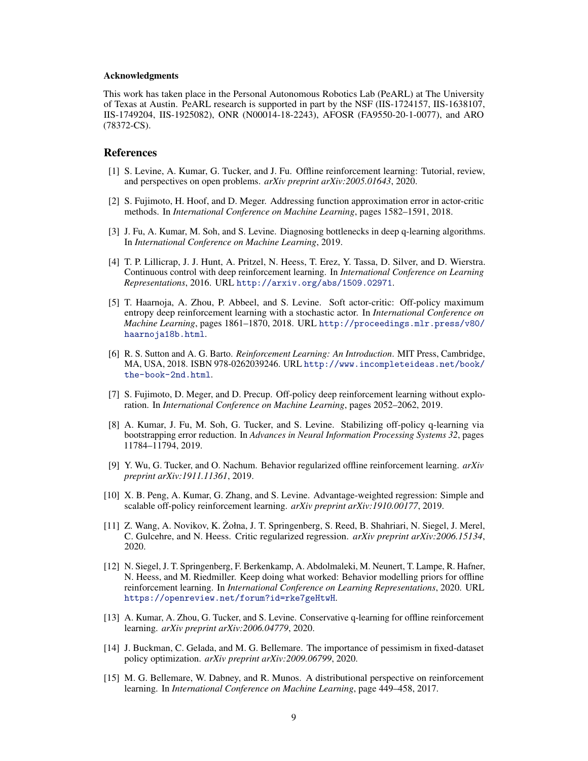### Acknowledgments

This work has taken place in the Personal Autonomous Robotics Lab (PeARL) at The University of Texas at Austin. PeARL research is supported in part by the NSF (IIS-1724157, IIS-1638107, IIS-1749204, IIS-1925082), ONR (N00014-18-2243), AFOSR (FA9550-20-1-0077), and ARO (78372-CS).

## References

[1] S. Levine, A. Kumar, G. Tucker, and J. Fu. Offline reinforcement learning: Tutorial, review, and perspectives on open problems. *arXiv preprint arXiv:2005.01643*, 2020.

[2] S. Fujimoto, H. Hoof, and D. Meger. Addressing function approximation error in actor-critic methods. In *International Conference on Machine Learning*, pages 1582–1591, 2018.

[3] J. Fu, A. Kumar, M. Soh, and S. Levine. Diagnosing bottlenecks in deep q-learning algorithms. In *International Conference on Machine Learning*, 2019.

[4] T. P. Lillicrap, J. J. Hunt, A. Pritzel, N. Heess, T. Erez, Y. Tassa, D. Silver, and D. Wierstra. Continuous control with deep reinforcement learning. In *International Conference on Learning Representations*, 2016. URL http://arxiv.org/abs/1509.02971.

[5] T. Haarnoja, A. Zhou, P. Abbeel, and S. Levine. Soft actor-critic: Off-policy maximum entropy deep reinforcement learning with a stochastic actor. In *International Conference on Machine Learning*, pages 1861–1870, 2018. URL http://proceedings.mlr.press/v80/haarnoja18b.html.

[6] R. S. Sutton and A. G. Barto. *Reinforcement Learning: An Introduction*. MIT Press, Cambridge, MA, USA, 2018. ISBN 978-0262039246. URL http://www.incompleteideas.net/book/the-book-2nd.html.

[7] S. Fujimoto, D. Meger, and D. Precup. Off-policy deep reinforcement learning without exploration. In *International Conference on Machine Learning*, pages 2052–2062, 2019.

[8] A. Kumar, J. Fu, M. Soh, G. Tucker, and S. Levine. Stabilizing off-policy q-learning via bootstrapping error reduction. In *Advances in Neural Information Processing Systems 32*, pages 11784–11794, 2019.

[9] Y. Wu, G. Tucker, and O. Nachum. Behavior regularized offline reinforcement learning. *arXiv preprint arXiv:1911.11361*, 2019.

[10] X. B. Peng, A. Kumar, G. Zhang, and S. Levine. Advantage-weighted regression: Simple and scalable off-policy reinforcement learning. *arXiv preprint arXiv:1910.00177*, 2019.

[11] Z. Wang, A. Novikov, K. Żołna, J. T. Springenberg, S. Reed, B. Shahriari, N. Siegel, J. Merel, C. Gulcehre, and N. Heess. Critic regularized regression. *arXiv preprint arXiv:2006.15134*, 2020.

[12] N. Siegel, J. T. Springenberg, F. Berkenkamp, A. Abdolmaleki, M. Neunert, T. Lampe, R. Hafner, N. Heess, and M. Riedmiller. Keep doing what worked: Behavior modelling priors for offline reinforcement learning. In *International Conference on Learning Representations*, 2020. URL https://openreview.net/forum?id=rke7geHtwH.

[13] A. Kumar, A. Zhou, G. Tucker, and S. Levine. Conservative q-learning for offline reinforcement learning. *arXiv preprint arXiv:2006.04779*, 2020.

[14] J. Buckman, C. Gelada, and M. G. Bellemare. The importance of pessimism in fixed-dataset policy optimization. *arXiv preprint arXiv:2009.06799*, 2020.

[15] M. G. Bellemare, W. Dabney, and R. Munos. A distributional perspective on reinforcement learning. In *International Conference on Machine Learning*, page 449–458, 2017.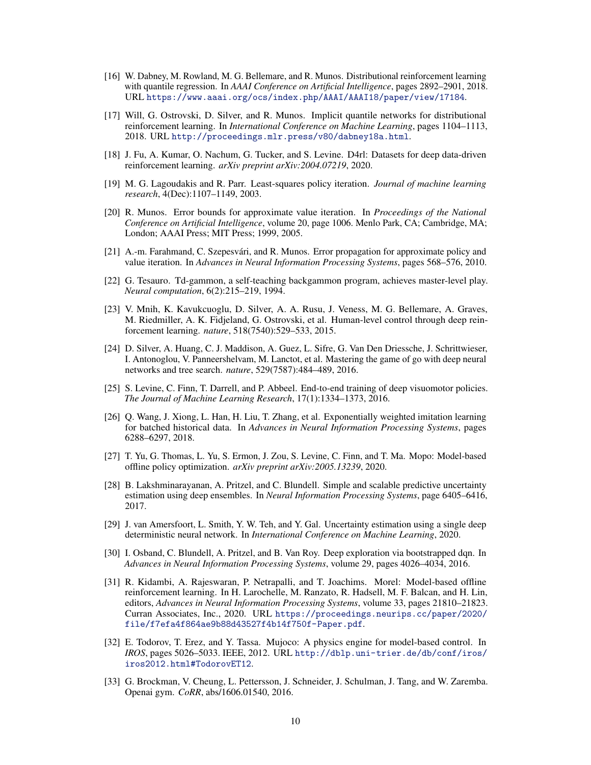[16] W. Dabney, M. Rowland, M. G. Bellemare, and R. Munos. Distributional reinforcement learning with quantile regression. In *AAAI Conference on Artificial Intelligence*, pages 2892–2901, 2018. URL https://www.aaai.org/ocs/index.php/AAAI/AAAI18/paper/view/17184.

[17] Will, G. Ostrovski, D. Silver, and R. Munos. Implicit quantile networks for distributional reinforcement learning. In *International Conference on Machine Learning*, pages 1104–1113, 2018. URL http://proceedings.mlr.press/v80/dabney18a.html.

[18] J. Fu, A. Kumar, O. Nachum, G. Tucker, and S. Levine. D4rl: Datasets for deep data-driven reinforcement learning. *arXiv preprint arXiv:2004.07219*, 2020.

[19] M. G. Lagoudakis and R. Parr. Least-squares policy iteration. *Journal of machine learning research*, 4(Dec):1107–1149, 2003.

[20] R. Munos. Error bounds for approximate value iteration. In *Proceedings of the National Conference on Artificial Intelligence*, volume 20, page 1006. Menlo Park, CA; Cambridge, MA; London; AAAI Press; MIT Press; 1999, 2005.

[21] A.-m. Farahmand, C. Szepesvári, and R. Munos. Error propagation for approximate policy and value iteration. In *Advances in Neural Information Processing Systems*, pages 568–576, 2010.

[22] G. Tesauro. Td-gammon, a self-teaching backgammon program, achieves master-level play. *Neural computation*, 6(2):215–219, 1994.

[23] V. Mnih, K. Kavukcuoglu, D. Silver, A. A. Rusu, J. Veness, M. G. Bellemare, A. Graves, M. Riedmiller, A. K. Fidjeland, G. Ostrovski, et al. Human-level control through deep reinforcement learning. *nature*, 518(7540):529–533, 2015.

[24] D. Silver, A. Huang, C. J. Maddison, A. Guez, L. Sifre, G. Van Den Driessche, J. Schrittwieser, I. Antonoglou, V. Panneershelvam, M. Lanctot, et al. Mastering the game of go with deep neural networks and tree search. *nature*, 529(7587):484–489, 2016.

[25] S. Levine, C. Finn, T. Darrell, and P. Abbeel. End-to-end training of deep visuomotor policies. *The Journal of Machine Learning Research*, 17(1):1334–1373, 2016.

[26] Q. Wang, J. Xiong, L. Han, H. Liu, T. Zhang, et al. Exponentially weighted imitation learning for batched historical data. In *Advances in Neural Information Processing Systems*, pages 6288–6297, 2018.

[27] T. Yu, G. Thomas, L. Yu, S. Ermon, J. Zou, S. Levine, C. Finn, and T. Ma. Mopo: Model-based offline policy optimization. *arXiv preprint arXiv:2005.13239*, 2020.

[28] B. Lakshminarayanan, A. Pritzel, and C. Blundell. Simple and scalable predictive uncertainty estimation using deep ensembles. In *Neural Information Processing Systems*, page 6405–6416, 2017.

[29] J. van Amersfoort, L. Smith, Y. W. Teh, and Y. Gal. Uncertainty estimation using a single deep deterministic neural network. In *International Conference on Machine Learning*, 2020.

[30] I. Osband, C. Blundell, A. Pritzel, and B. Van Roy. Deep exploration via bootstrapped dqn. In *Advances in Neural Information Processing Systems*, volume 29, pages 4026–4034, 2016.

[31] R. Kidambi, A. Rajeswaran, P. Netrapalli, and T. Joachims. Morel: Model-based offline reinforcement learning. In H. Larochelle, M. Ranzato, R. Hadsell, M. F. Balcan, and H. Lin, editors, *Advances in Neural Information Processing Systems*, volume 33, pages 21810–21823. Curran Associates, Inc., 2020. URL https://proceedings.neurips.cc/paper/2020/file/f7efa4f864ae9b88d43527f4b14f750f-Paper.pdf.

[32] E. Todorov, T. Erez, and Y. Tassa. Mujoco: A physics engine for model-based control. In *IROS*, pages 5026–5033. IEEE, 2012. URL http://dblp.uni-trier.de/db/conf/iros/iros2012.html#TodorovET12.

[33] G. Brockman, V. Cheung, L. Pettersson, J. Schneider, J. Schulman, J. Tang, and W. Zaremba. Openai gym. *CoRR*, abs/1606.01540, 2016.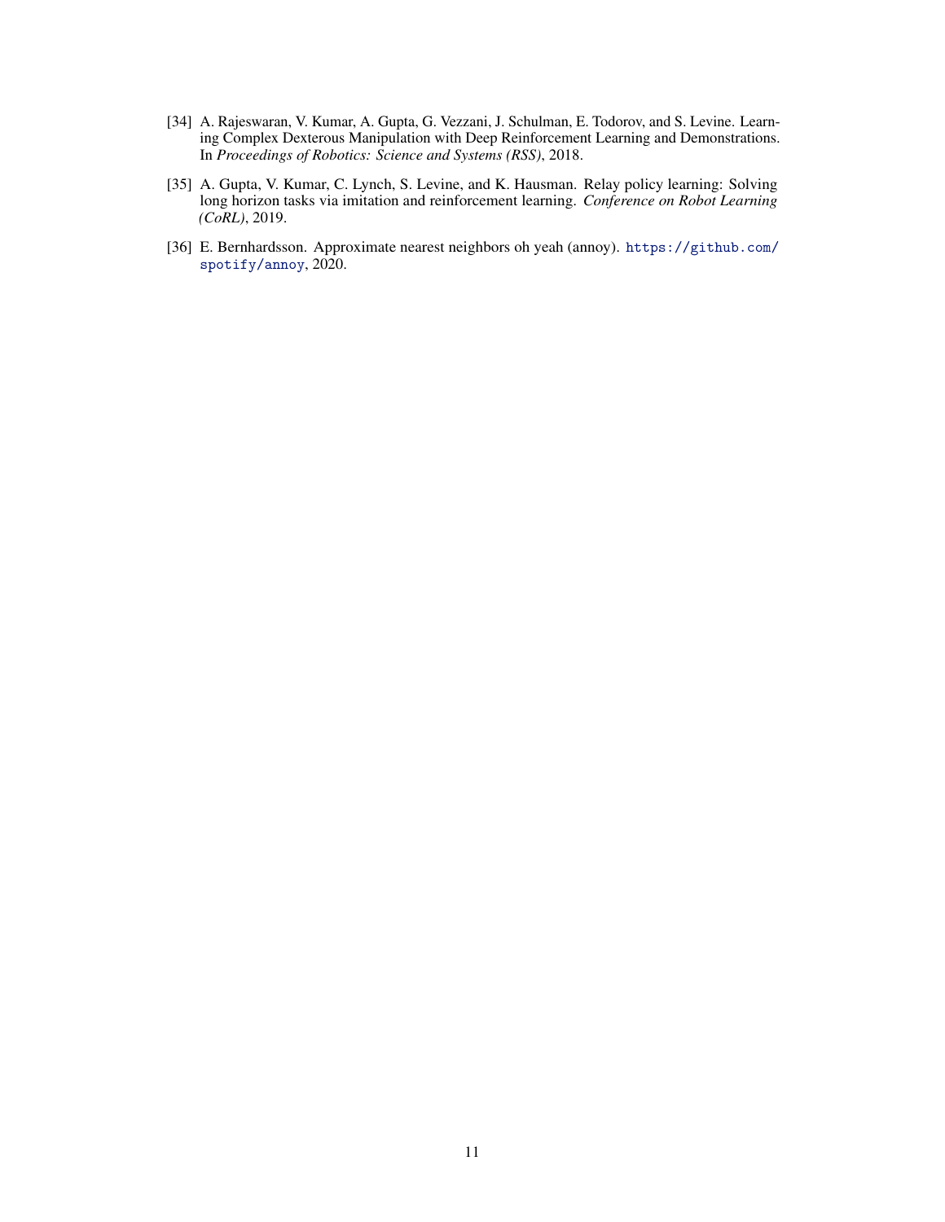[34] A. Rajeswaran, V. Kumar, A. Gupta, G. Vezzani, J. Schulman, E. Todorov, and S. Levine. Learning Complex Dexterous Manipulation with Deep Reinforcement Learning and Demonstrations. In *Proceedings of Robotics: Science and Systems (RSS)*, 2018.

[35] A. Gupta, V. Kumar, C. Lynch, S. Levine, and K. Hausman. Relay policy learning: Solving long horizon tasks via imitation and reinforcement learning. *Conference on Robot Learning (CoRL)*, 2019.

[36] E. Bernhardsson. Approximate nearest neighbors oh yeah (annoy). `https://github.com/spotify/annoy`, 2020.